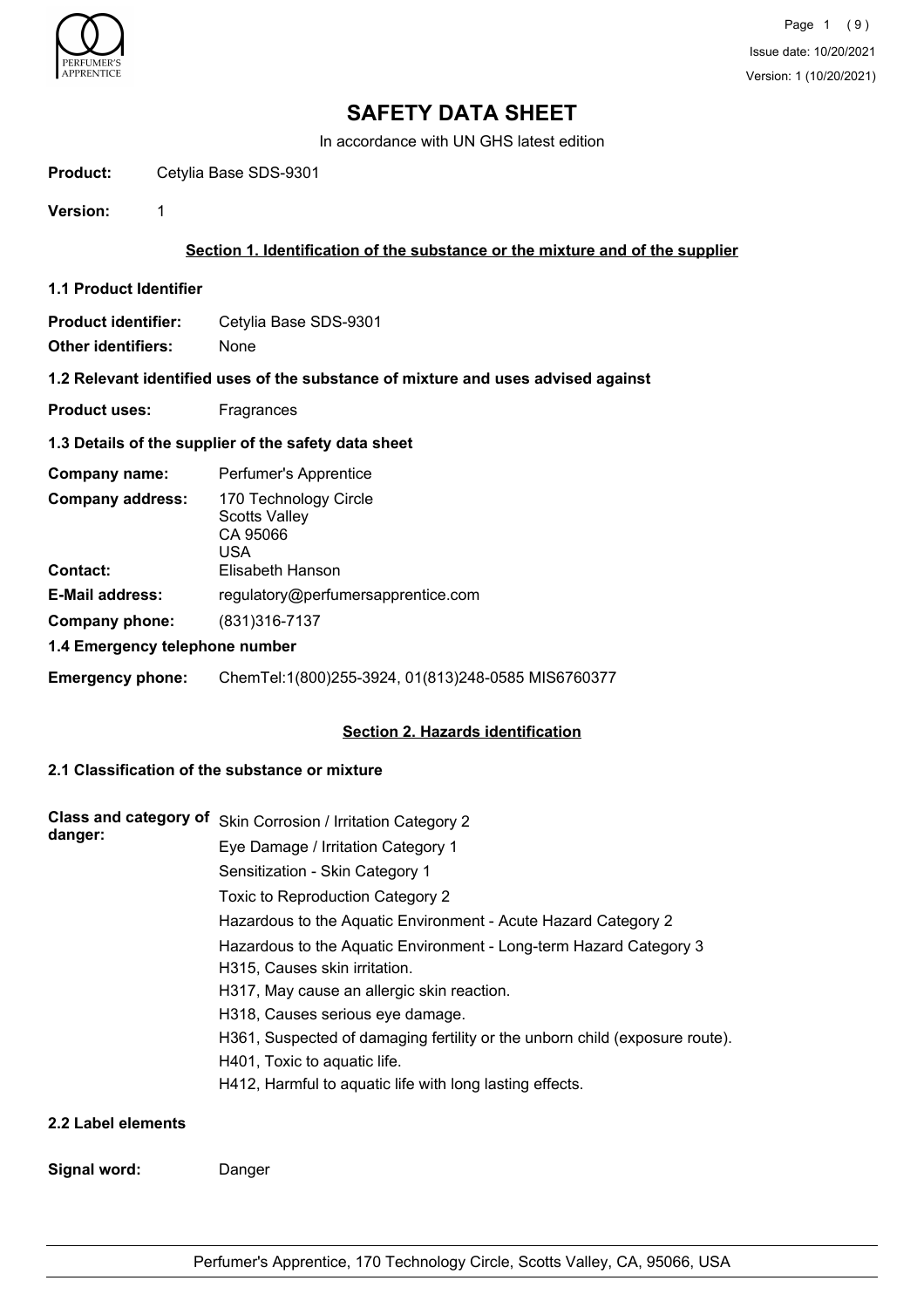# SAFETY DATA SHEET

In accordance with UN GHS latest edition

**Product:** Cetylia Base SDS-9301

**Version:** 1

## Section 1. Identification of the substance or the mixture and of the supplier

### 1.1 Product Identifier

**Product identifier:** Cetylia Base SDS-9301

**Other identifiers:** None

### 1.2 Relevant identified uses of the substance of mixture and uses advised against

**Product uses:** Fragrances

### 1.3 Details of the supplier of the safety data sheet

**Company name:** Perfumer's Apprentice

**Company address:** 170 Technology Circle
Scotts Valley
CA 95066
USA

**Contact:** Elisabeth Hanson

**E-Mail address:** regulatory@perfumersapprentice.com

**Company phone:** (831)316-7137

### 1.4 Emergency telephone number

**Emergency phone:** ChemTel:1(800)255-3924, 01(813)248-0585 MIS6760377

## Section 2. Hazards identification

### 2.1 Classification of the substance or mixture

**Class and category of danger:**

Skin Corrosion / Irritation Category 2

Eye Damage / Irritation Category 1

Sensitization - Skin Category 1

Toxic to Reproduction Category 2

Hazardous to the Aquatic Environment - Acute Hazard Category 2

Hazardous to the Aquatic Environment - Long-term Hazard Category 3

H315, Causes skin irritation.

H317, May cause an allergic skin reaction.

H318, Causes serious eye damage.

H361, Suspected of damaging fertility or the unborn child (exposure route).

H401, Toxic to aquatic life.

H412, Harmful to aquatic life with long lasting effects.

### 2.2 Label elements

**Signal word:** Danger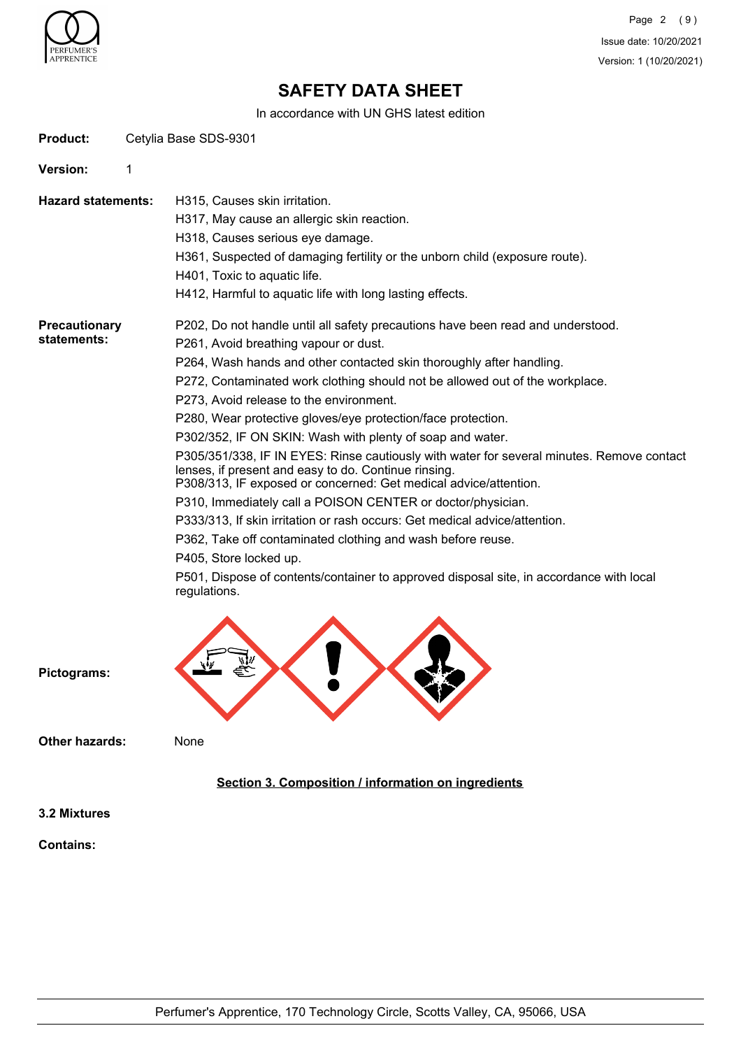# SAFETY DATA SHEET

In accordance with UN GHS latest edition

**Product:** Cetylia Base SDS-9301

**Version:** 1

**Hazard statements:**

H315, Causes skin irritation.
H317, May cause an allergic skin reaction.
H318, Causes serious eye damage.
H361, Suspected of damaging fertility or the unborn child (exposure route).
H401, Toxic to aquatic life.
H412, Harmful to aquatic life with long lasting effects.

**Precautionary statements:**

P202, Do not handle until all safety precautions have been read and understood.
P261, Avoid breathing vapour or dust.
P264, Wash hands and other contacted skin thoroughly after handling.
P272, Contaminated work clothing should not be allowed out of the workplace.
P273, Avoid release to the environment.
P280, Wear protective gloves/eye protection/face protection.
P302/352, IF ON SKIN: Wash with plenty of soap and water.
P305/351/338, IF IN EYES: Rinse cautiously with water for several minutes. Remove contact lenses, if present and easy to do. Continue rinsing.
P308/313, IF exposed or concerned: Get medical advice/attention.
P310, Immediately call a POISON CENTER or doctor/physician.
P333/313, If skin irritation or rash occurs: Get medical advice/attention.
P362, Take off contaminated clothing and wash before reuse.
P405, Store locked up.
P501, Dispose of contents/container to approved disposal site, in accordance with local regulations.

**Pictograms:**

**Other hazards:** None

## Section 3. Composition / information on ingredients

**3.2 Mixtures**

**Contains:**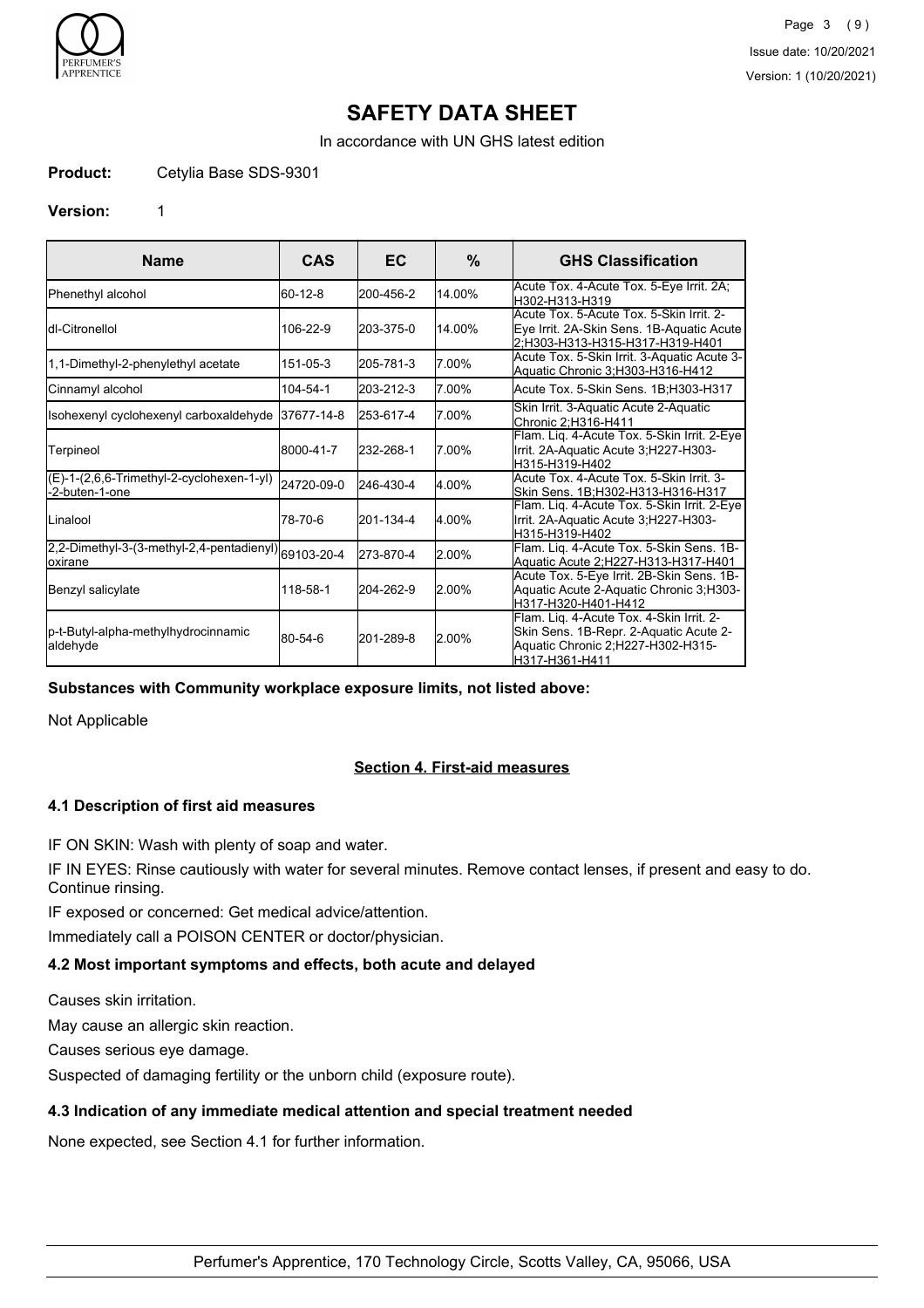# SAFETY DATA SHEET

In accordance with UN GHS latest edition

**Product:** Cetylia Base SDS-9301

**Version:** 1

| Name | CAS | EC | % | GHS Classification |
|---|---|---|---|---|
| Phenethyl alcohol | 60-12-8 | 200-456-2 | 14.00% | Acute Tox. 4-Acute Tox. 5-Eye Irrit. 2A;H302-H313-H319 |
| dl-Citronellol | 106-22-9 | 203-375-0 | 14.00% | Acute Tox. 5-Acute Tox. 5-Skin Irrit. 2-Eye Irrit. 2A-Skin Sens. 1B-Aquatic Acute 2;H303-H313-H315-H317-H319-H401 |
| 1,1-Dimethyl-2-phenylethyl acetate | 151-05-3 | 205-781-3 | 7.00% | Acute Tox. 5-Skin Irrit. 3-Aquatic Acute 3-Aquatic Chronic 3;H303-H316-H412 |
| Cinnamyl alcohol | 104-54-1 | 203-212-3 | 7.00% | Acute Tox. 5-Skin Sens. 1B;H303-H317 |
| Isohexenyl cyclohexenyl carboxaldehyde | 37677-14-8 | 253-617-4 | 7.00% | Skin Irrit. 3-Aquatic Acute 2-Aquatic Chronic 2;H316-H411 |
| Terpineol | 8000-41-7 | 232-268-1 | 7.00% | Flam. Liq. 4-Acute Tox. 5-Skin Irrit. 2-Eye Irrit. 2A-Aquatic Acute 3;H227-H303-H315-H319-H402 |
| (E)-1-(2,6,6-Trimethyl-2-cyclohexen-1-yl)-2-buten-1-one | 24720-09-0 | 246-430-4 | 4.00% | Acute Tox. 4-Acute Tox. 5-Skin Irrit. 3-Skin Sens. 1B;H302-H313-H316-H317 |
| Linalool | 78-70-6 | 201-134-4 | 4.00% | Flam. Liq. 4-Acute Tox. 5-Skin Irrit. 2-Eye Irrit. 2A-Aquatic Acute 3;H227-H303-H315-H319-H402 |
| 2,2-Dimethyl-3-(3-methyl-2,4-pentadienyl)oxirane | 69103-20-4 | 273-870-4 | 2.00% | Flam. Liq. 4-Acute Tox. 5-Skin Sens. 1B-Aquatic Acute 2;H227-H313-H317-H401 |
| Benzyl salicylate | 118-58-1 | 204-262-9 | 2.00% | Acute Tox. 5-Eye Irrit. 2B-Skin Sens. 1B-Aquatic Acute 2-Aquatic Chronic 3;H303-H317-H320-H401-H412 |
| p-t-Butyl-alpha-methylhydrocinnamic aldehyde | 80-54-6 | 201-289-8 | 2.00% | Flam. Liq. 4-Acute Tox. 4-Skin Irrit. 2-Skin Sens. 1B-Repr. 2-Aquatic Acute 2-Aquatic Chronic 2;H227-H302-H315-H317-H361-H411 |

**Substances with Community workplace exposure limits, not listed above:**

Not Applicable

## Section 4. First-aid measures

### 4.1 Description of first aid measures

IF ON SKIN: Wash with plenty of soap and water.

IF IN EYES: Rinse cautiously with water for several minutes. Remove contact lenses, if present and easy to do. Continue rinsing.

IF exposed or concerned: Get medical advice/attention.

Immediately call a POISON CENTER or doctor/physician.

### 4.2 Most important symptoms and effects, both acute and delayed

Causes skin irritation.

May cause an allergic skin reaction.

Causes serious eye damage.

Suspected of damaging fertility or the unborn child (exposure route).

### 4.3 Indication of any immediate medical attention and special treatment needed

None expected, see Section 4.1 for further information.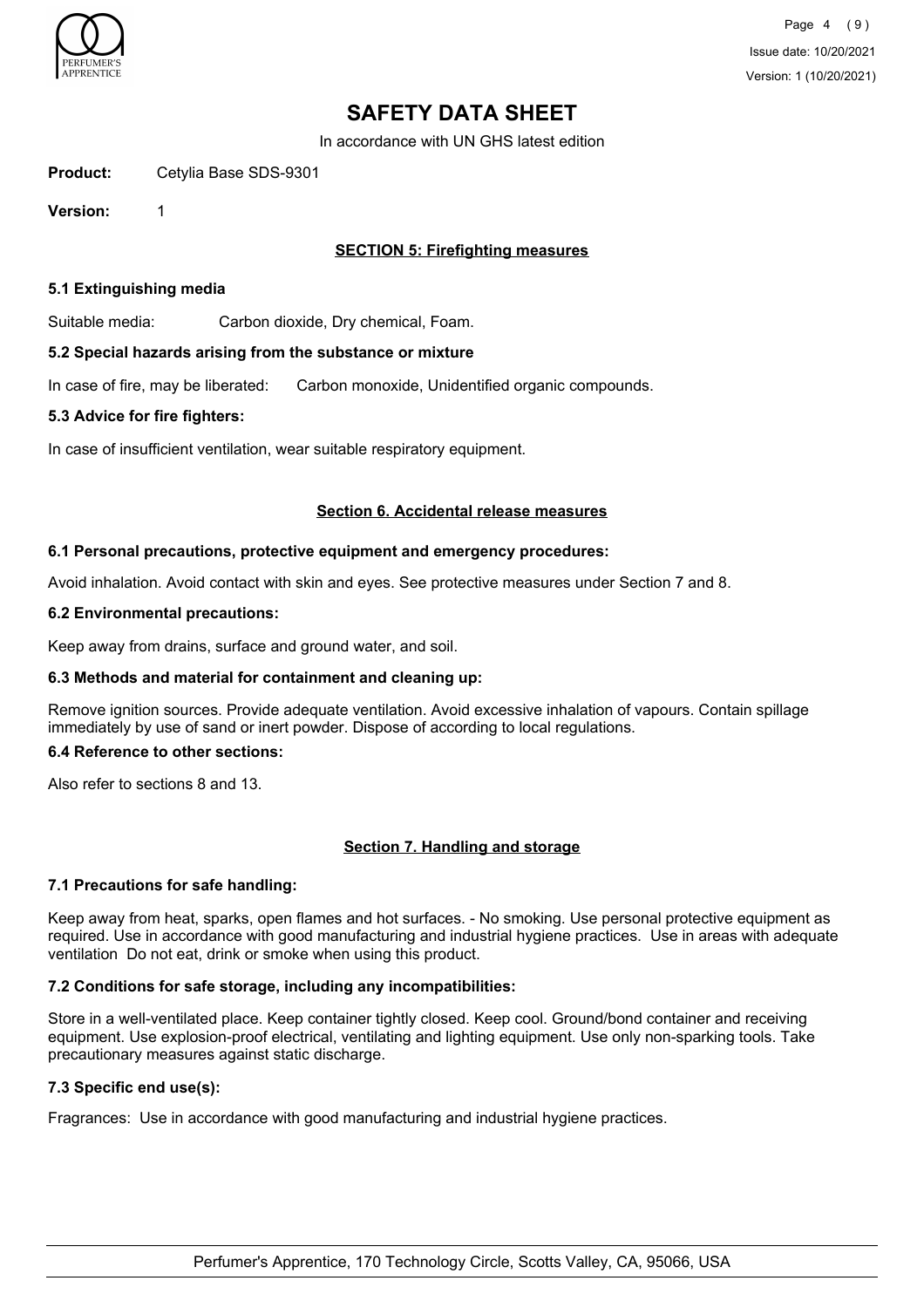# SAFETY DATA SHEET

In accordance with UN GHS latest edition

**Product:** Cetylia Base SDS-9301

**Version:** 1

## SECTION 5: Firefighting measures

### 5.1 Extinguishing media

Suitable media: Carbon dioxide, Dry chemical, Foam.

### 5.2 Special hazards arising from the substance or mixture

In case of fire, may be liberated: Carbon monoxide, Unidentified organic compounds.

### 5.3 Advice for fire fighters:

In case of insufficient ventilation, wear suitable respiratory equipment.

## Section 6. Accidental release measures

### 6.1 Personal precautions, protective equipment and emergency procedures:

Avoid inhalation. Avoid contact with skin and eyes. See protective measures under Section 7 and 8.

### 6.2 Environmental precautions:

Keep away from drains, surface and ground water, and soil.

### 6.3 Methods and material for containment and cleaning up:

Remove ignition sources. Provide adequate ventilation. Avoid excessive inhalation of vapours. Contain spillage immediately by use of sand or inert powder. Dispose of according to local regulations.

### 6.4 Reference to other sections:

Also refer to sections 8 and 13.

## Section 7. Handling and storage

### 7.1 Precautions for safe handling:

Keep away from heat, sparks, open flames and hot surfaces. - No smoking. Use personal protective equipment as required. Use in accordance with good manufacturing and industrial hygiene practices. Use in areas with adequate ventilation Do not eat, drink or smoke when using this product.

### 7.2 Conditions for safe storage, including any incompatibilities:

Store in a well-ventilated place. Keep container tightly closed. Keep cool. Ground/bond container and receiving equipment. Use explosion-proof electrical, ventilating and lighting equipment. Use only non-sparking tools. Take precautionary measures against static discharge.

### 7.3 Specific end use(s):

Fragrances: Use in accordance with good manufacturing and industrial hygiene practices.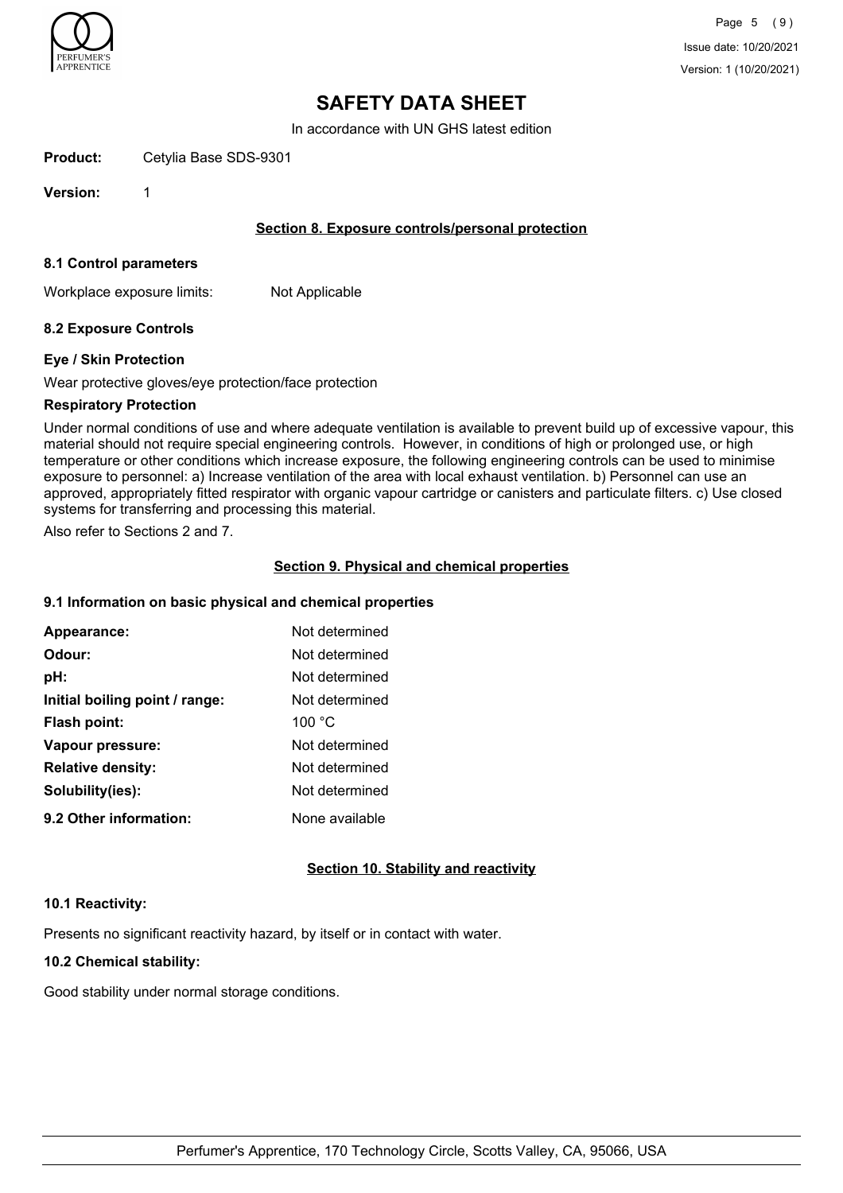# SAFETY DATA SHEET

In accordance with UN GHS latest edition

**Product:** Cetylia Base SDS-9301

**Version:** 1

## Section 8. Exposure controls/personal protection

### 8.1 Control parameters

Workplace exposure limits: Not Applicable

### 8.2 Exposure Controls

#### Eye / Skin Protection

Wear protective gloves/eye protection/face protection

#### Respiratory Protection

Under normal conditions of use and where adequate ventilation is available to prevent build up of excessive vapour, this material should not require special engineering controls. However, in conditions of high or prolonged use, or high temperature or other conditions which increase exposure, the following engineering controls can be used to minimise exposure to personnel: a) Increase ventilation of the area with local exhaust ventilation. b) Personnel can use an approved, appropriately fitted respirator with organic vapour cartridge or canisters and particulate filters. c) Use closed systems for transferring and processing this material.

Also refer to Sections 2 and 7.

## Section 9. Physical and chemical properties

### 9.1 Information on basic physical and chemical properties

| | |
|---|---|
| **Appearance:** | Not determined |
| **Odour:** | Not determined |
| **pH:** | Not determined |
| **Initial boiling point / range:** | Not determined |
| **Flash point:** | 100 °C |
| **Vapour pressure:** | Not determined |
| **Relative density:** | Not determined |
| **Solubility(ies):** | Not determined |
| **9.2 Other information:** | None available |

## Section 10. Stability and reactivity

### 10.1 Reactivity:

Presents no significant reactivity hazard, by itself or in contact with water.

### 10.2 Chemical stability:

Good stability under normal storage conditions.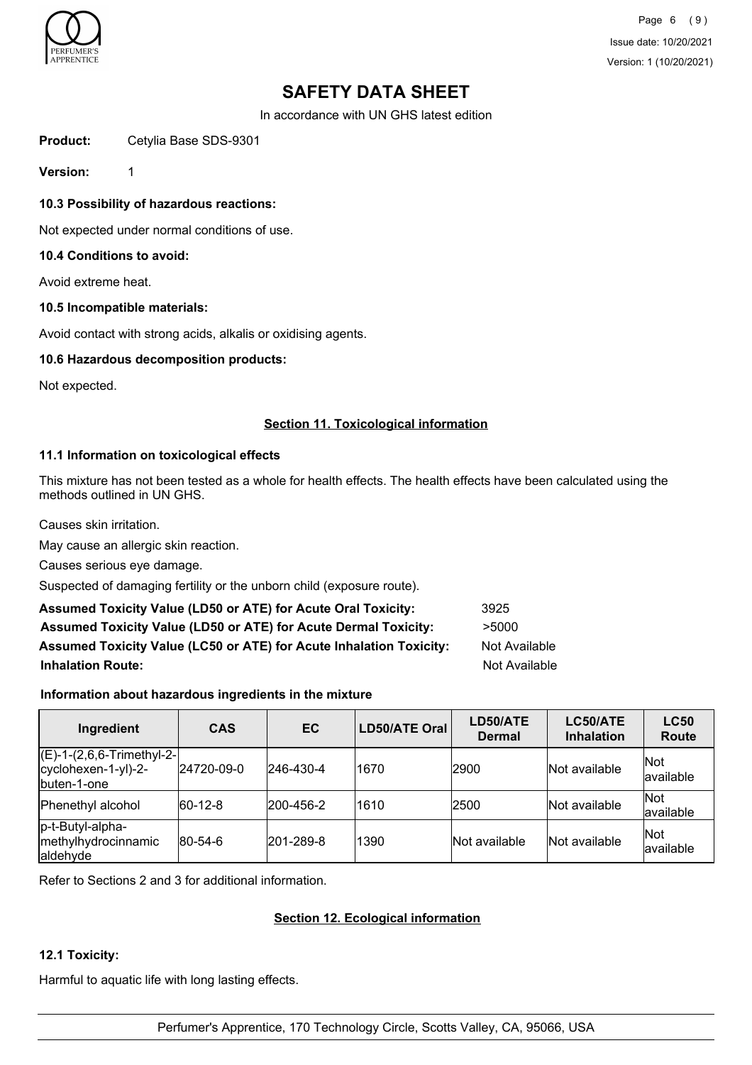# SAFETY DATA SHEET

In accordance with UN GHS latest edition

**Product:** Cetylia Base SDS-9301

**Version:** 1

### 10.3 Possibility of hazardous reactions:

Not expected under normal conditions of use.

### 10.4 Conditions to avoid:

Avoid extreme heat.

### 10.5 Incompatible materials:

Avoid contact with strong acids, alkalis or oxidising agents.

### 10.6 Hazardous decomposition products:

Not expected.

## Section 11. Toxicological information

### 11.1 Information on toxicological effects

This mixture has not been tested as a whole for health effects. The health effects have been calculated using the methods outlined in UN GHS.

Causes skin irritation.

May cause an allergic skin reaction.

Causes serious eye damage.

Suspected of damaging fertility or the unborn child (exposure route).

**Assumed Toxicity Value (LD50 or ATE) for Acute Oral Toxicity:** 3925

**Assumed Toxicity Value (LD50 or ATE) for Acute Dermal Toxicity:** >5000

**Assumed Toxicity Value (LC50 or ATE) for Acute Inhalation Toxicity:** Not Available

**Inhalation Route:** Not Available

### Information about hazardous ingredients in the mixture

| Ingredient | CAS | EC | LD50/ATE Oral | LD50/ATE Dermal | LC50/ATE Inhalation | LC50 Route |
|---|---|---|---|---|---|---|
| (E)-1-(2,6,6-Trimethyl-2-cyclohexen-1-yl)-2-buten-1-one | 24720-09-0 | 246-430-4 | 1670 | 2900 | Not available | Not available |
| Phenethyl alcohol | 60-12-8 | 200-456-2 | 1610 | 2500 | Not available | Not available |
| p-t-Butyl-alpha-methylhydrocinnamic aldehyde | 80-54-6 | 201-289-8 | 1390 | Not available | Not available | Not available |

Refer to Sections 2 and 3 for additional information.

## Section 12. Ecological information

### 12.1 Toxicity:

Harmful to aquatic life with long lasting effects.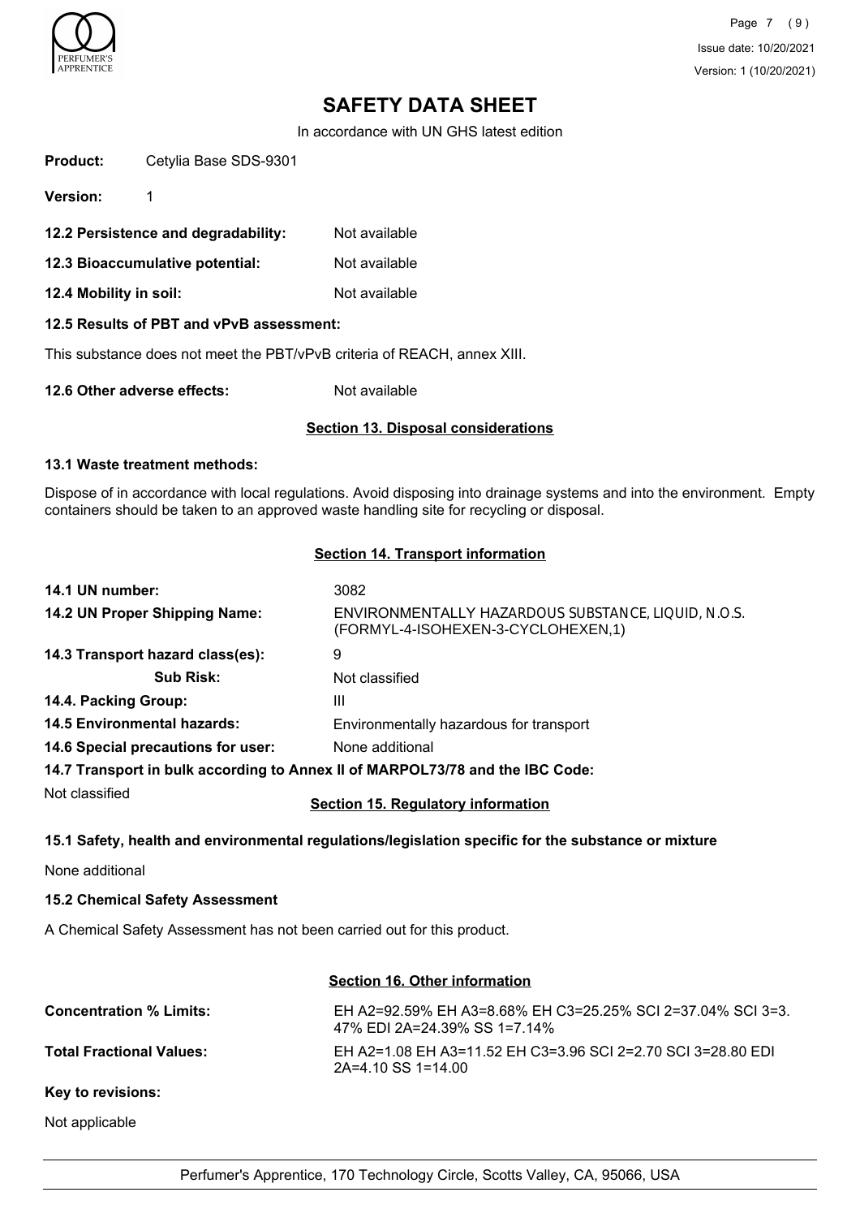# SAFETY DATA SHEET

In accordance with UN GHS latest edition

**Product:** Cetylia Base SDS-9301

**Version:** 1

**12.2 Persistence and degradability:** Not available

**12.3 Bioaccumulative potential:** Not available

**12.4 Mobility in soil:** Not available

**12.5 Results of PBT and vPvB assessment:**

This substance does not meet the PBT/vPvB criteria of REACH, annex XIII.

**12.6 Other adverse effects:** Not available

## Section 13. Disposal considerations

**13.1 Waste treatment methods:**

Dispose of in accordance with local regulations. Avoid disposing into drainage systems and into the environment. Empty containers should be taken to an approved waste handling site for recycling or disposal.

## Section 14. Transport information

**14.1 UN number:** 3082

**14.2 UN Proper Shipping Name:** ENVIRONMENTALLY HAZARDOUS SUBSTANCE, LIQUID, N.O.S. (FORMYL-4-ISOHEXEN-3-CYCLOHEXEN,1)

**14.3 Transport hazard class(es):** 9

**Sub Risk:** Not classified

**14.4. Packing Group:** III

**14.5 Environmental hazards:** Environmentally hazardous for transport

**14.6 Special precautions for user:** None additional

**14.7 Transport in bulk according to Annex II of MARPOL73/78 and the IBC Code:**

Not classified

## Section 15. Regulatory information

**15.1 Safety, health and environmental regulations/legislation specific for the substance or mixture**

None additional

**15.2 Chemical Safety Assessment**

A Chemical Safety Assessment has not been carried out for this product.

## Section 16. Other information

**Concentration % Limits:** EH A2=92.59% EH A3=8.68% EH C3=25.25% SCI 2=37.04% SCI 3=3.47% EDI 2A=24.39% SS 1=7.14%

**Total Fractional Values:** EH A2=1.08 EH A3=11.52 EH C3=3.96 SCI 2=2.70 SCI 3=28.80 EDI 2A=4.10 SS 1=14.00

**Key to revisions:**

Not applicable

Perfumer's Apprentice, 170 Technology Circle, Scotts Valley, CA, 95066, USA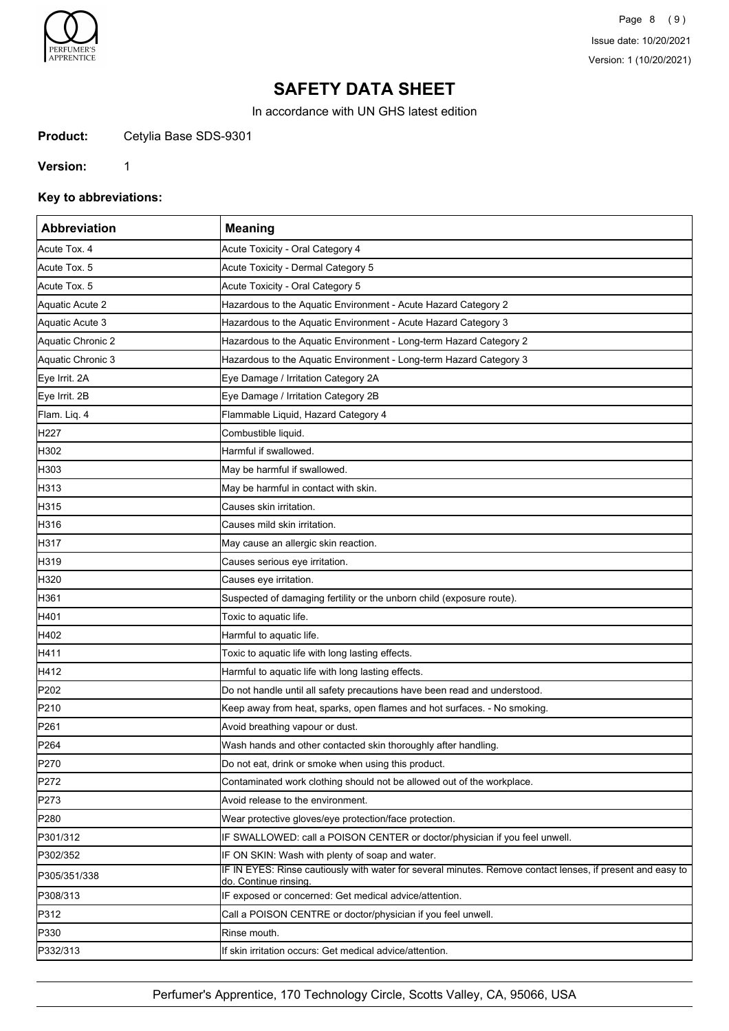# SAFETY DATA SHEET

In accordance with UN GHS latest edition

**Product:** Cetylia Base SDS-9301

**Version:** 1

**Key to abbreviations:**

| Abbreviation | Meaning |
|---|---|
| Acute Tox. 4 | Acute Toxicity - Oral Category 4 |
| Acute Tox. 5 | Acute Toxicity - Dermal Category 5 |
| Acute Tox. 5 | Acute Toxicity - Oral Category 5 |
| Aquatic Acute 2 | Hazardous to the Aquatic Environment - Acute Hazard Category 2 |
| Aquatic Acute 3 | Hazardous to the Aquatic Environment - Acute Hazard Category 3 |
| Aquatic Chronic 2 | Hazardous to the Aquatic Environment - Long-term Hazard Category 2 |
| Aquatic Chronic 3 | Hazardous to the Aquatic Environment - Long-term Hazard Category 3 |
| Eye Irrit. 2A | Eye Damage / Irritation Category 2A |
| Eye Irrit. 2B | Eye Damage / Irritation Category 2B |
| Flam. Liq. 4 | Flammable Liquid, Hazard Category 4 |
| H227 | Combustible liquid. |
| H302 | Harmful if swallowed. |
| H303 | May be harmful if swallowed. |
| H313 | May be harmful in contact with skin. |
| H315 | Causes skin irritation. |
| H316 | Causes mild skin irritation. |
| H317 | May cause an allergic skin reaction. |
| H319 | Causes serious eye irritation. |
| H320 | Causes eye irritation. |
| H361 | Suspected of damaging fertility or the unborn child (exposure route). |
| H401 | Toxic to aquatic life. |
| H402 | Harmful to aquatic life. |
| H411 | Toxic to aquatic life with long lasting effects. |
| H412 | Harmful to aquatic life with long lasting effects. |
| P202 | Do not handle until all safety precautions have been read and understood. |
| P210 | Keep away from heat, sparks, open flames and hot surfaces. - No smoking. |
| P261 | Avoid breathing vapour or dust. |
| P264 | Wash hands and other contacted skin thoroughly after handling. |
| P270 | Do not eat, drink or smoke when using this product. |
| P272 | Contaminated work clothing should not be allowed out of the workplace. |
| P273 | Avoid release to the environment. |
| P280 | Wear protective gloves/eye protection/face protection. |
| P301/312 | IF SWALLOWED: call a POISON CENTER or doctor/physician if you feel unwell. |
| P302/352 | IF ON SKIN: Wash with plenty of soap and water. |
| P305/351/338 | IF IN EYES: Rinse cautiously with water for several minutes. Remove contact lenses, if present and easy to do. Continue rinsing. |
| P308/313 | IF exposed or concerned: Get medical advice/attention. |
| P312 | Call a POISON CENTRE or doctor/physician if you feel unwell. |
| P330 | Rinse mouth. |
| P332/313 | If skin irritation occurs: Get medical advice/attention. |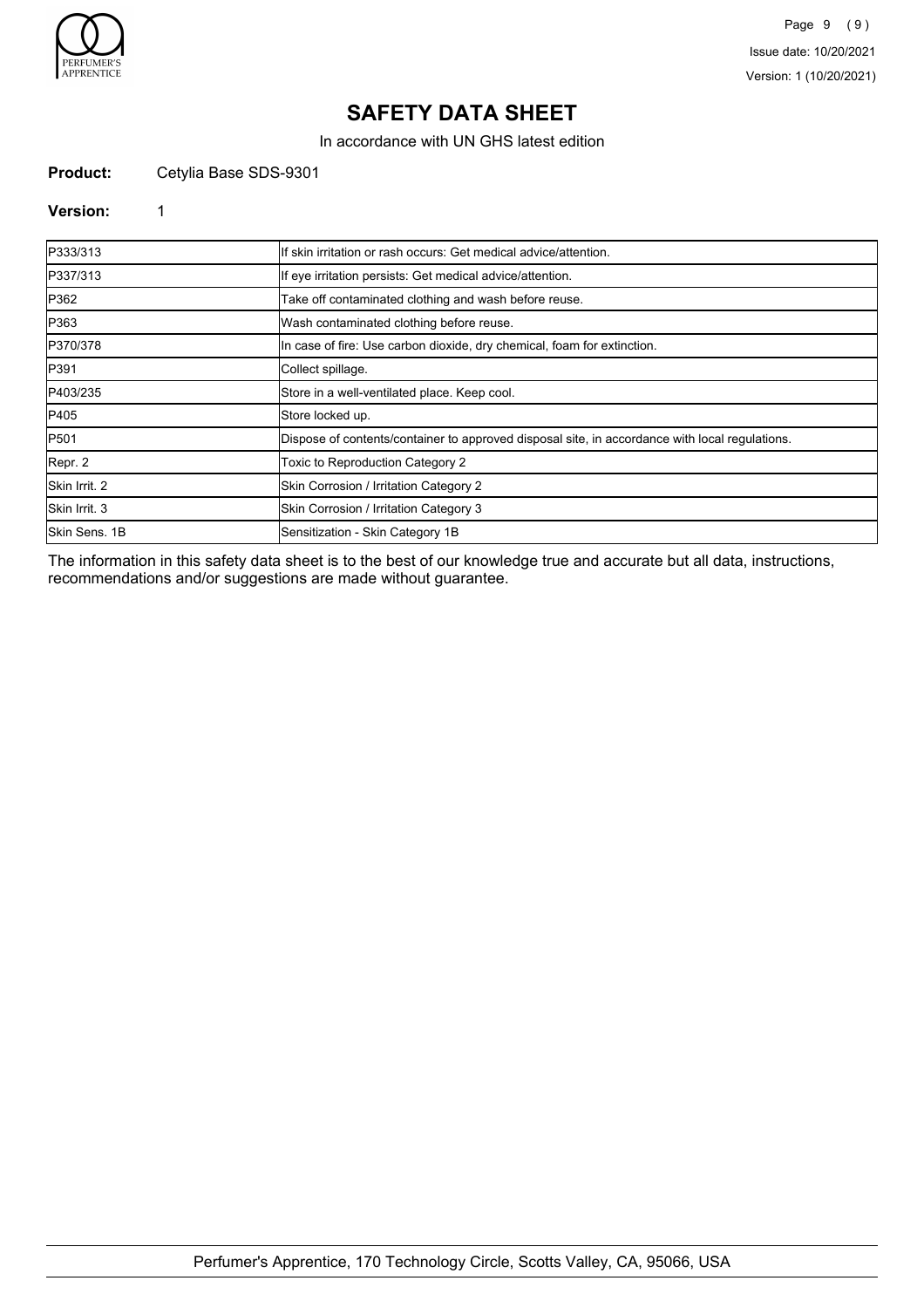# SAFETY DATA SHEET

In accordance with UN GHS latest edition

**Product:** Cetylia Base SDS-9301

**Version:** 1

| | |
|---|---|
| P333/313 | If skin irritation or rash occurs: Get medical advice/attention. |
| P337/313 | If eye irritation persists: Get medical advice/attention. |
| P362 | Take off contaminated clothing and wash before reuse. |
| P363 | Wash contaminated clothing before reuse. |
| P370/378 | In case of fire: Use carbon dioxide, dry chemical, foam for extinction. |
| P391 | Collect spillage. |
| P403/235 | Store in a well-ventilated place. Keep cool. |
| P405 | Store locked up. |
| P501 | Dispose of contents/container to approved disposal site, in accordance with local regulations. |
| Repr. 2 | Toxic to Reproduction Category 2 |
| Skin Irrit. 2 | Skin Corrosion / Irritation Category 2 |
| Skin Irrit. 3 | Skin Corrosion / Irritation Category 3 |
| Skin Sens. 1B | Sensitization - Skin Category 1B |

The information in this safety data sheet is to the best of our knowledge true and accurate but all data, instructions, recommendations and/or suggestions are made without guarantee.